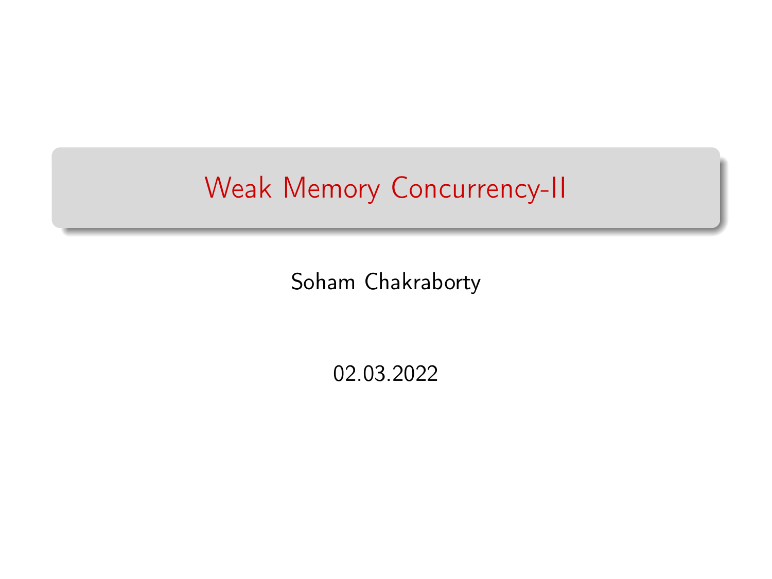# Weak Memory Concurrency-II

Soham Chakraborty

02.03.2022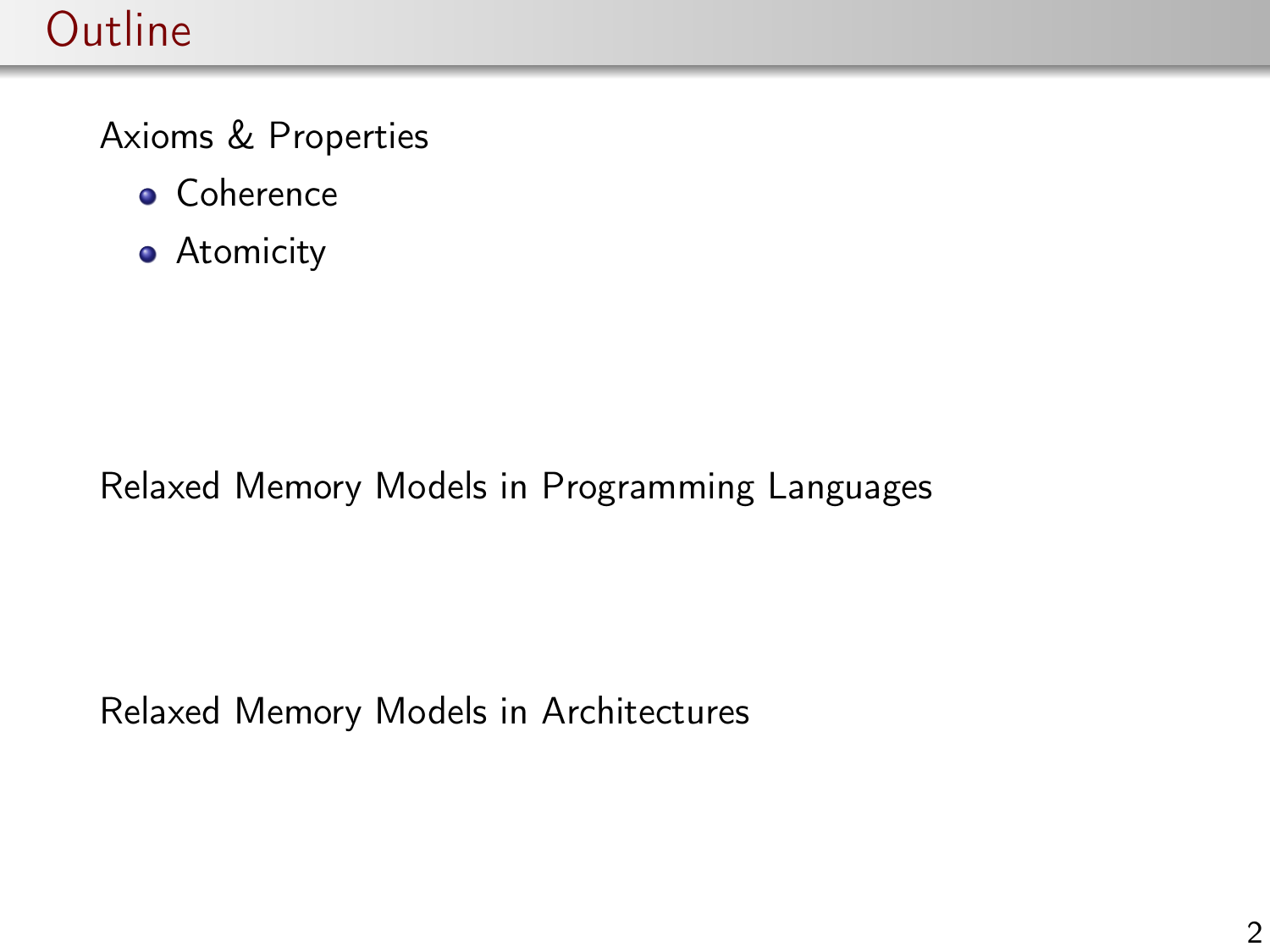# Outline

Axioms & Properties

- Coherence
- Atomicity

Relaxed Memory Models in Programming Languages

Relaxed Memory Models in Architectures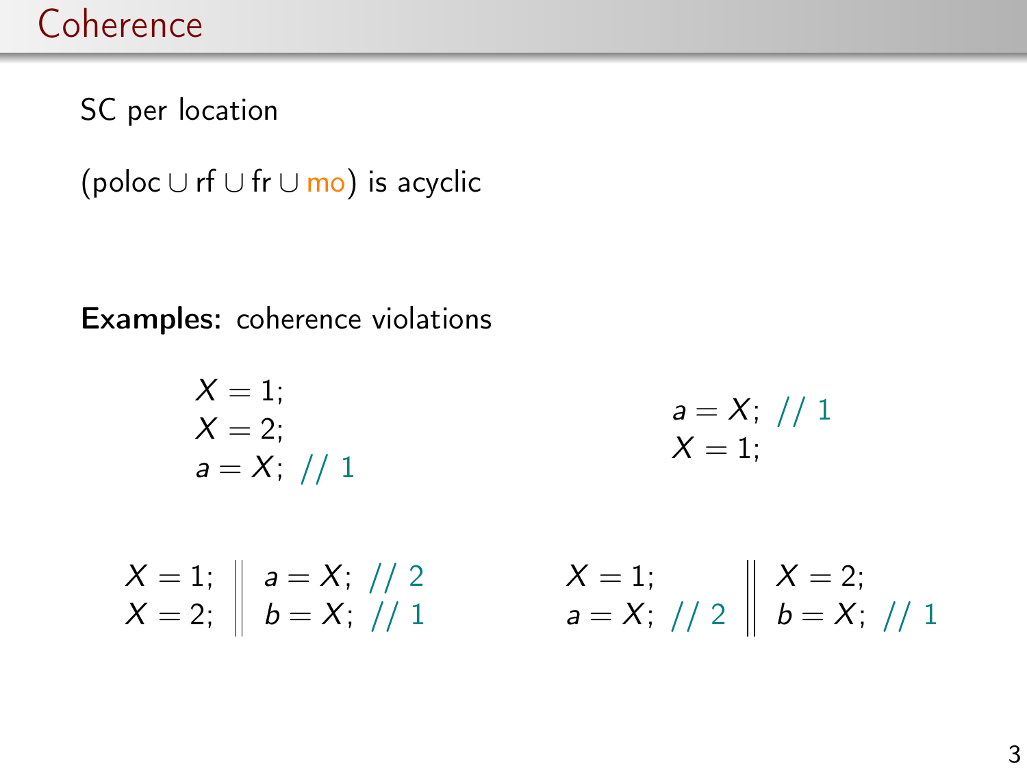# Coherence

SC per location

$(\text{poloc} \cup \text{rf} \cup \text{fr} \cup \text{mo})$ is acyclic

**Examples:** coherence violations

```
X = 1;
X = 2;
a = X;  // 1
```

```
a = X;  // 1
X = 1;
```

```
X = 1;  ||  a = X;  // 2
X = 2;  ||  b = X;  // 1
```

```
X = 1;         ||  X = 2;
a = X;  // 2   ||  b = X;  // 1
```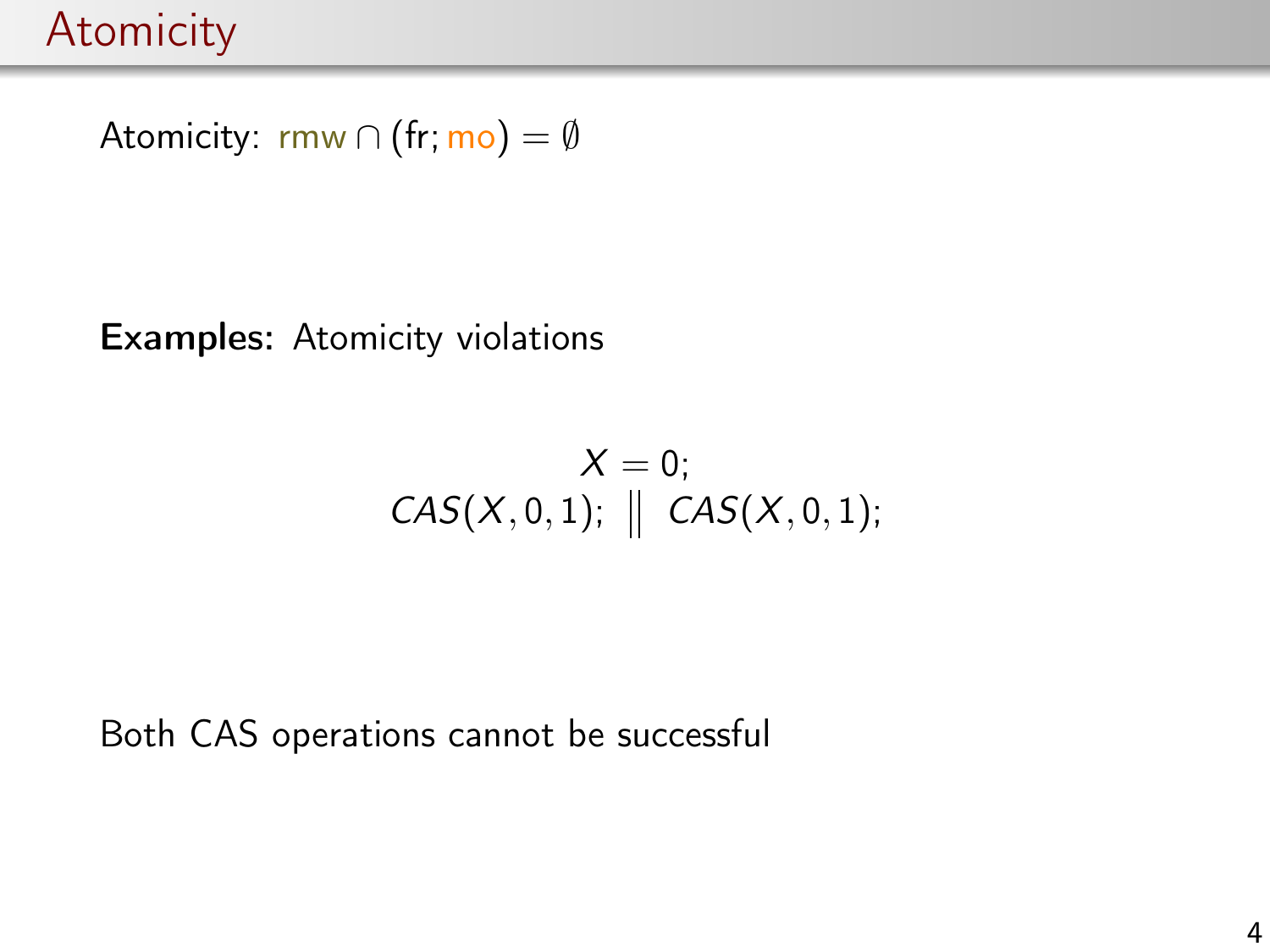# Atomicity

Atomicity: $\mathsf{rmw} \cap (\mathsf{fr}; \mathsf{mo}) = \emptyset$

**Examples:** Atomicity violations

$$X = 0;$$
$$CAS(X, 0, 1); \;\Big\|\; CAS(X, 0, 1);$$

Both CAS operations cannot be successful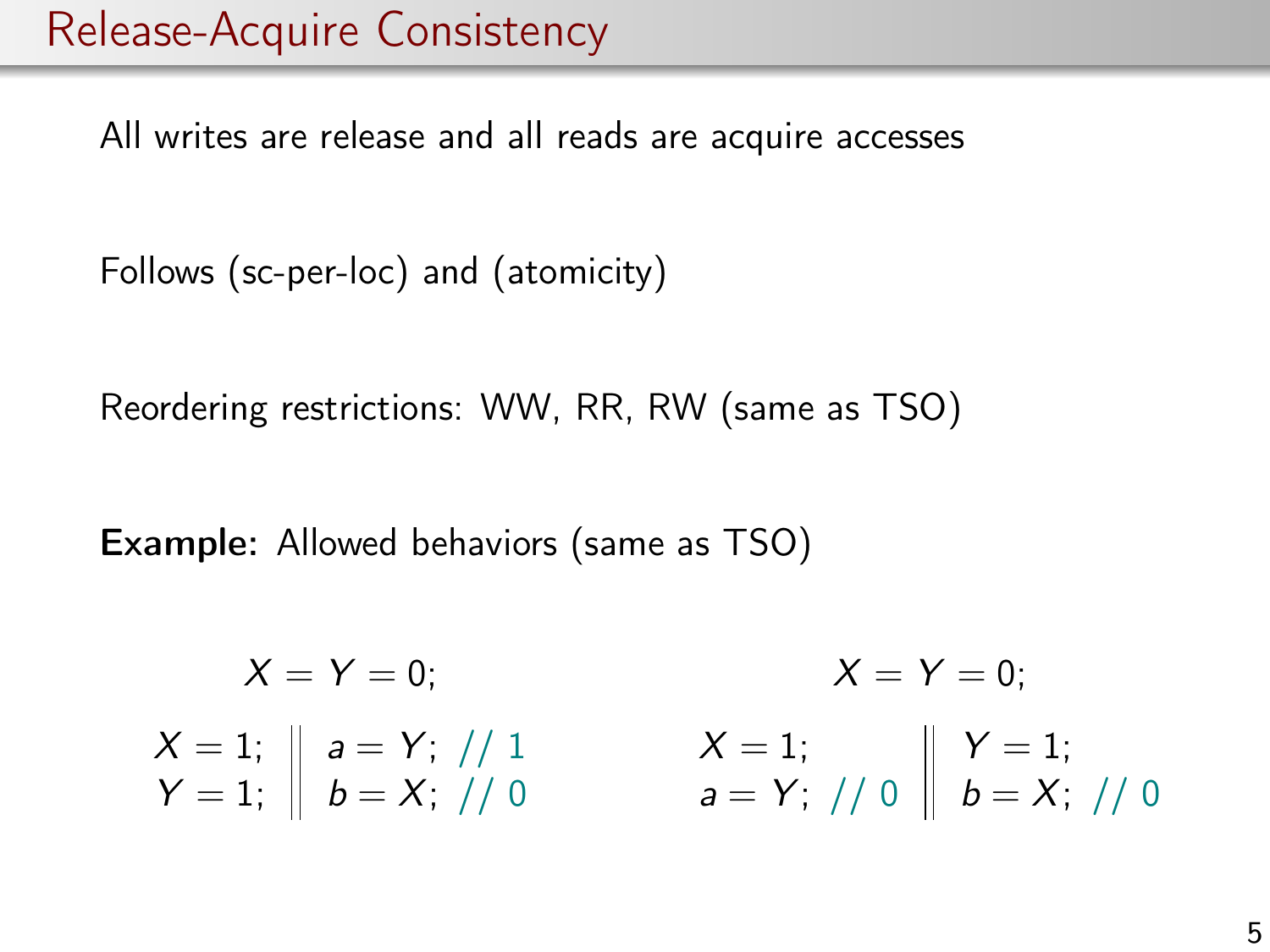# Release-Acquire Consistency

All writes are release and all reads are acquire accesses

Follows (sc-per-loc) and (atomicity)

Reordering restrictions: WW, RR, RW (same as TSO)

**Example:** Allowed behaviors (same as TSO)

$$X = Y = 0;$$

| Thread 1 | Thread 2 |
| --- | --- |
| $X = 1;$ | $a = Y;$ // 1 |
| $Y = 1;$ | $b = X;$ // 0 |

$$X = Y = 0;$$

| Thread 1 | Thread 2 |
| --- | --- |
| $X = 1;$ | $Y = 1;$ |
| $a = Y;$ // 0 | $b = X;$ // 0 |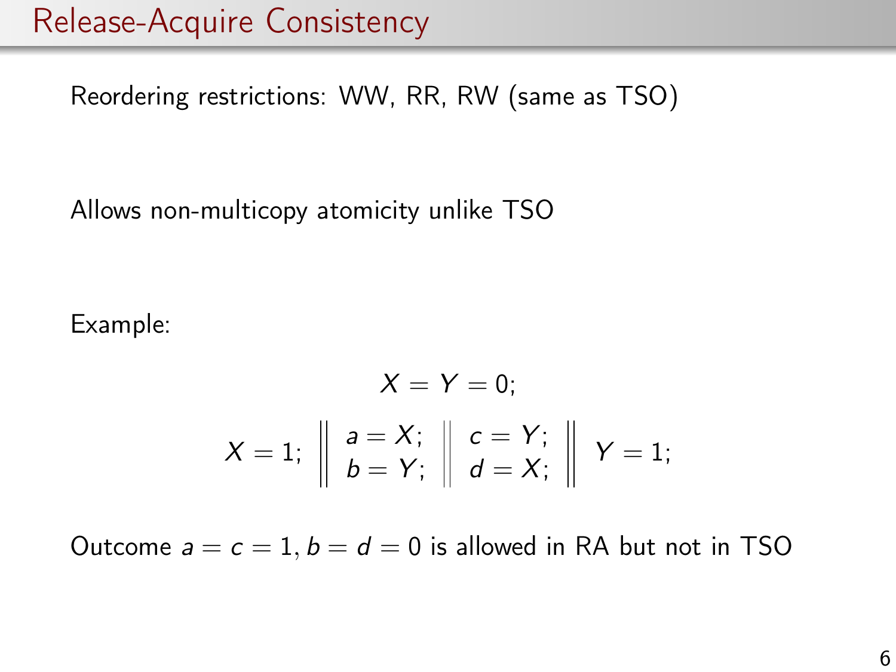# Release-Acquire Consistency

Reordering restrictions: WW, RR, RW (same as TSO)

Allows non-multicopy atomicity unlike TSO

Example:

$$X = Y = 0;$$

$$X = 1; \;\left\|\; \begin{array}{l} a = X; \\ b = Y; \end{array} \;\right\|\; \begin{array}{l} c = Y; \\ d = X; \end{array} \;\left\|\; Y = 1; \right.$$

Outcome $a = c = 1, b = d = 0$ is allowed in RA but not in TSO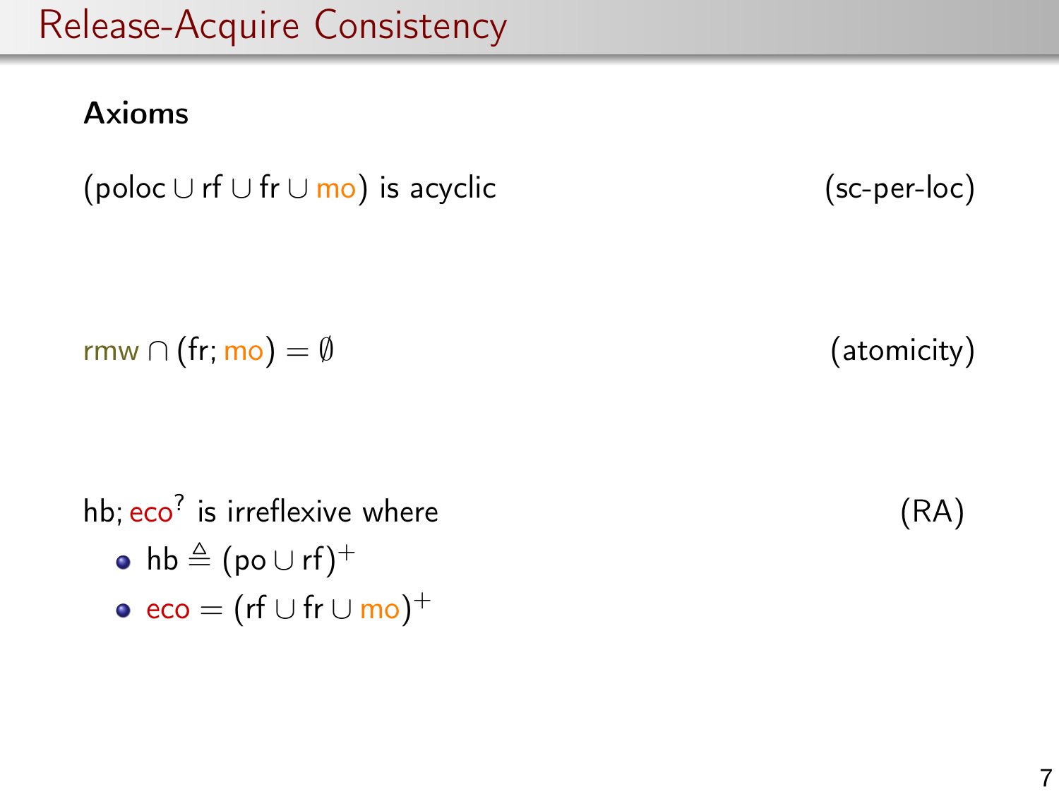# Release-Acquire Consistency

**Axioms**

$(\mathsf{poloc} \cup \mathsf{rf} \cup \mathsf{fr} \cup \mathsf{mo})$ is acyclic (sc-per-loc)

$\mathsf{rmw} \cap (\mathsf{fr}; \mathsf{mo}) = \emptyset$ (atomicity)

$\mathsf{hb}; \mathsf{eco}^?$ is irreflexive where (RA)

- $\mathsf{hb} \triangleq (\mathsf{po} \cup \mathsf{rf})^+$
- $\mathsf{eco} = (\mathsf{rf} \cup \mathsf{fr} \cup \mathsf{mo})^+$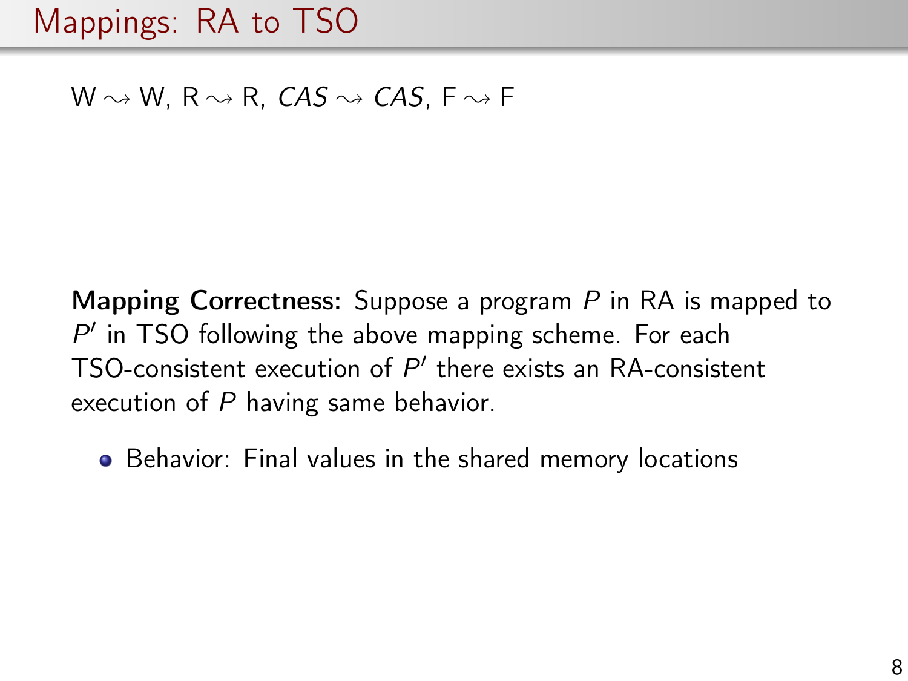# Mappings: RA to TSO

W $\rightsquigarrow$ W, R $\rightsquigarrow$ R, $CAS \rightsquigarrow CAS$, F $\rightsquigarrow$ F

**Mapping Correctness:** Suppose a program $P$ in RA is mapped to $P'$ in TSO following the above mapping scheme. For each TSO-consistent execution of $P'$ there exists an RA-consistent execution of $P$ having same behavior.

- Behavior: Final values in the shared memory locations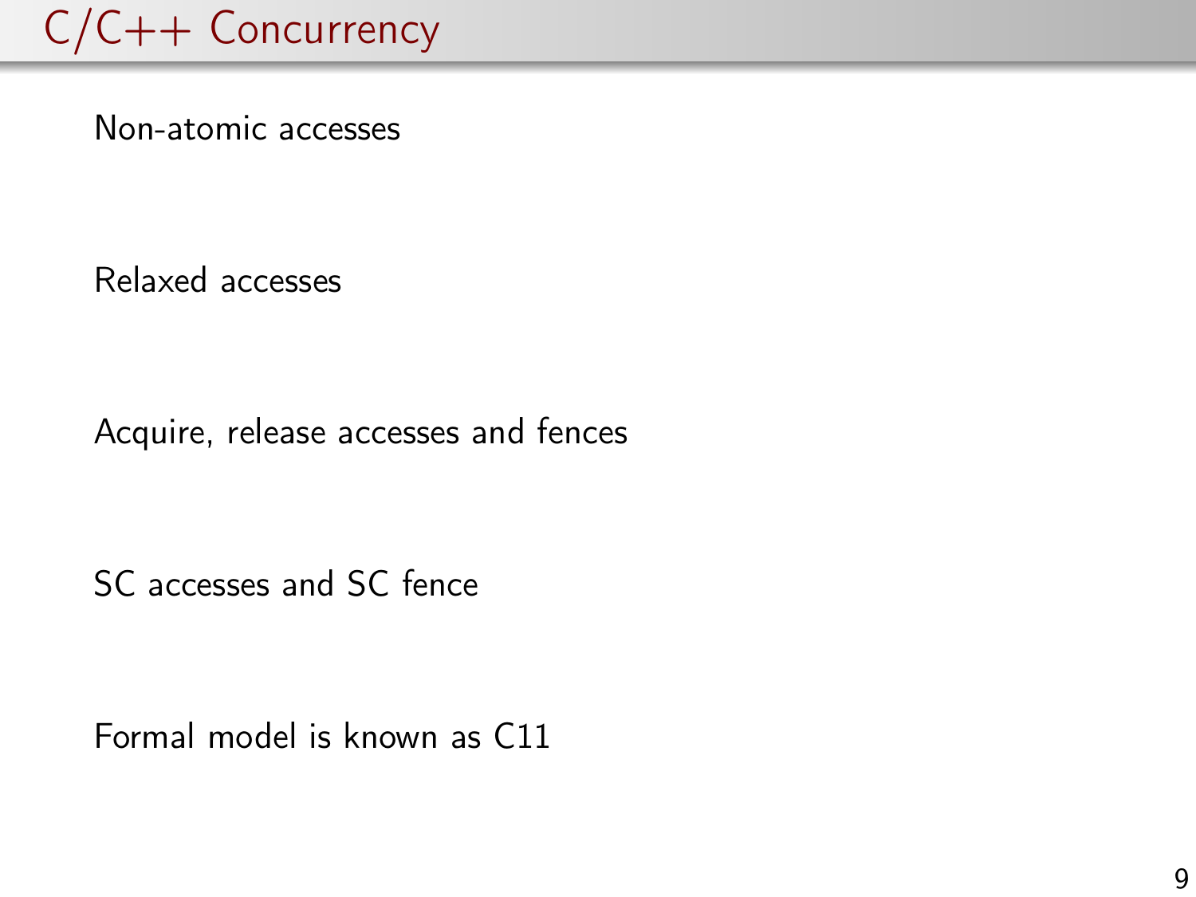# C/C++ Concurrency

Non-atomic accesses

Relaxed accesses

Acquire, release accesses and fences

SC accesses and SC fence

Formal model is known as C11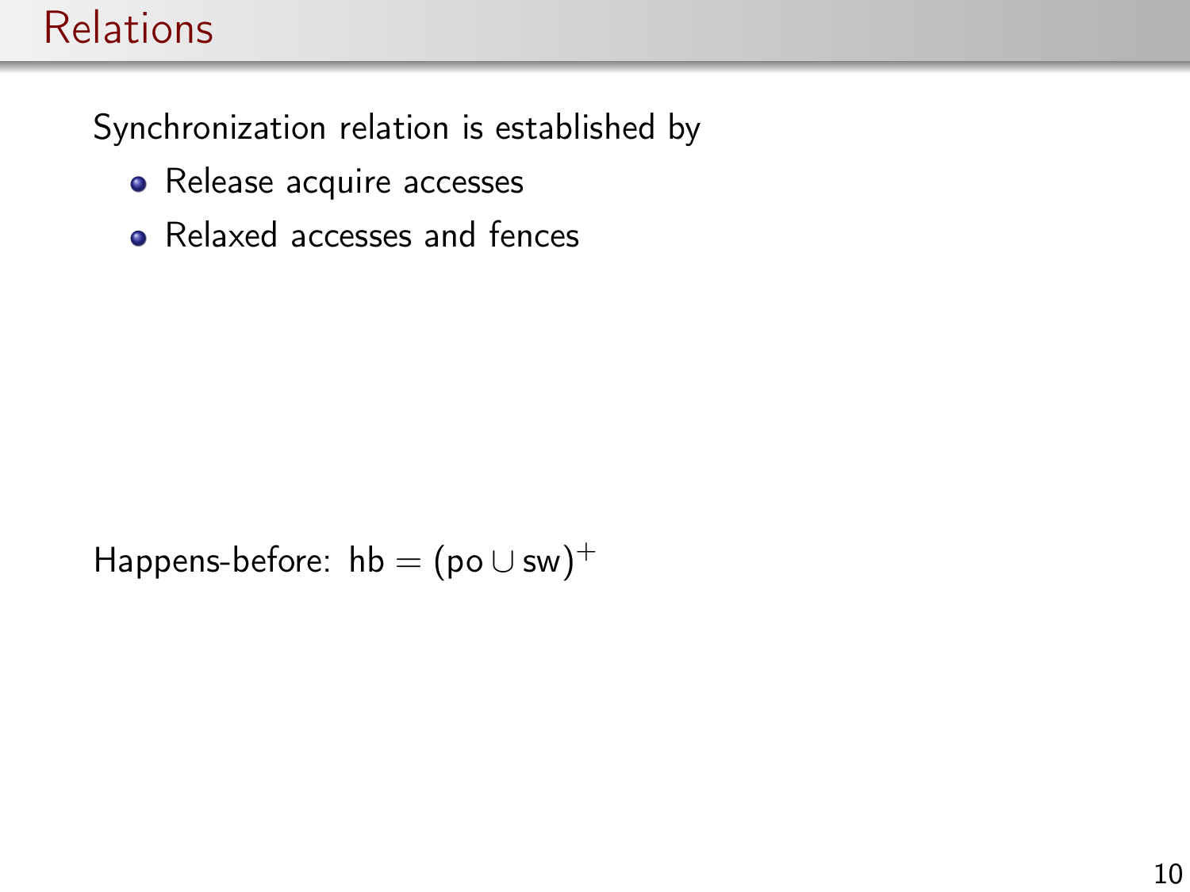# Relations

Synchronization relation is established by

- Release acquire accesses
- Relaxed accesses and fences

Happens-before: $\mathsf{hb} = (\mathsf{po} \cup \mathsf{sw})^+$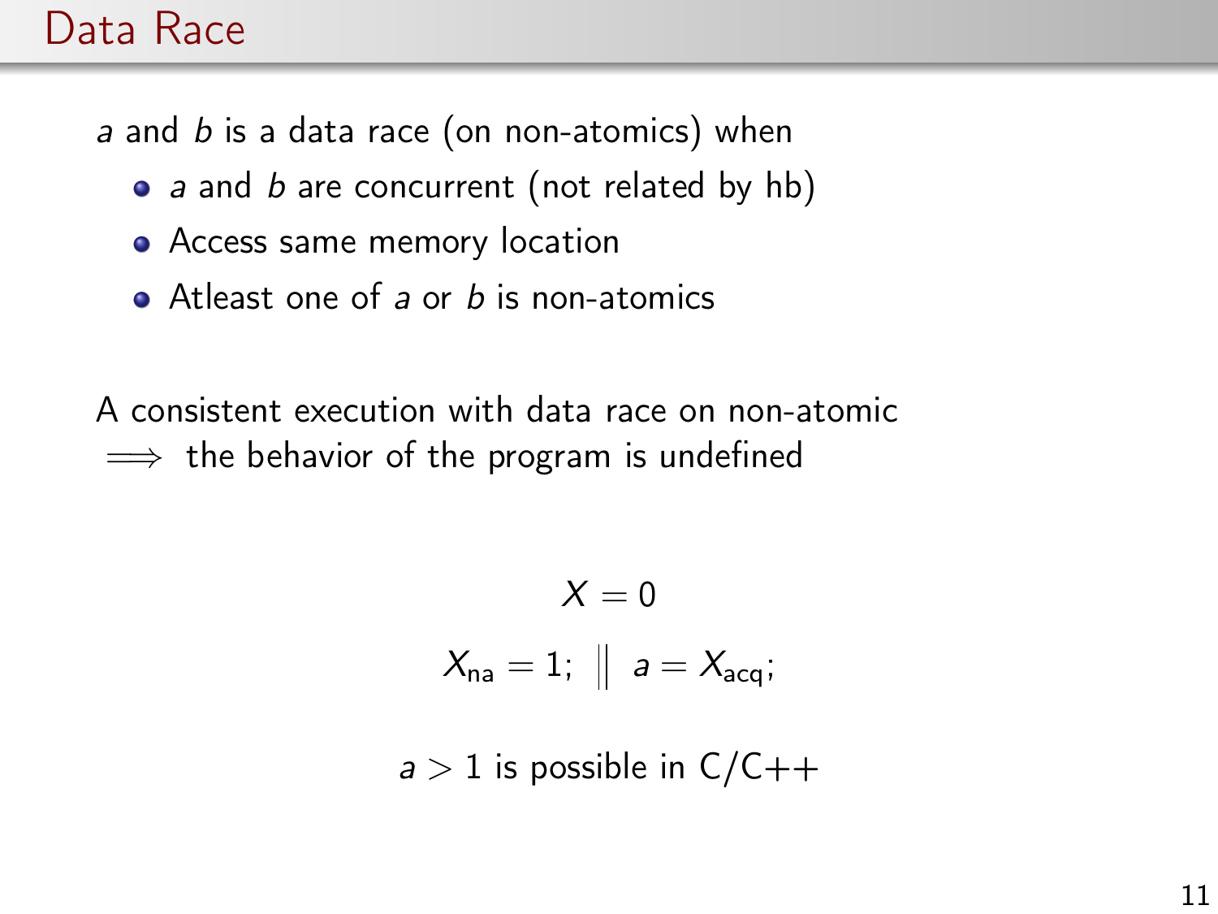# Data Race

$a$ and $b$ is a data race (on non-atomics) when

- $a$ and $b$ are concurrent (not related by hb)
- Access same memory location
- Atleast one of $a$ or $b$ is non-atomics

A consistent execution with data race on non-atomic
$\implies$ the behavior of the program is undefined

$$X = 0$$

$$X_{\text{na}} = 1; \;\Big\|\; a = X_{\text{acq}};$$

$a > 1$ is possible in C/C++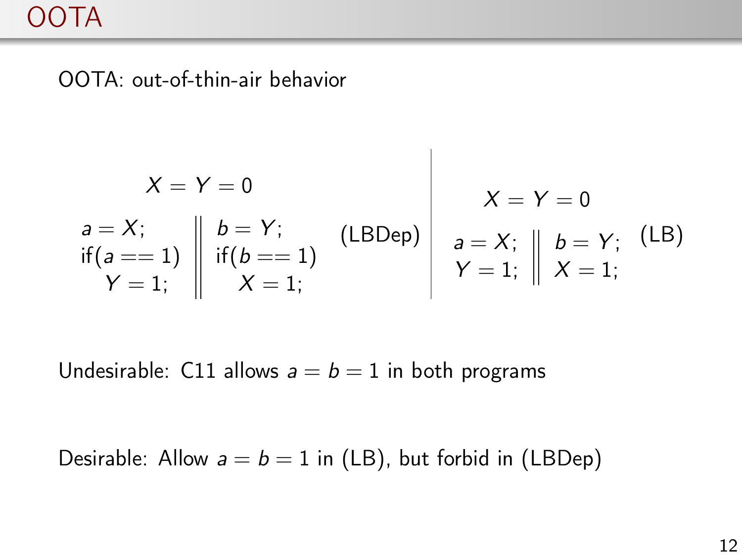# OOTA

OOTA: out-of-thin-air behavior

$$X = Y = 0$$

| | |
|---|---|
| $a = X;$<br>$\text{if}(a == 1)$<br>$Y = 1;$ | $b = Y;$<br>$\text{if}(b == 1)$<br>$X = 1;$ |

(LBDep)

$$X = Y = 0$$

| | |
|---|---|
| $a = X;$<br>$Y = 1;$ | $b = Y;$<br>$X = 1;$ |

(LB)

Undesirable: C11 allows $a = b = 1$ in both programs

Desirable: Allow $a = b = 1$ in (LB), but forbid in (LBDep)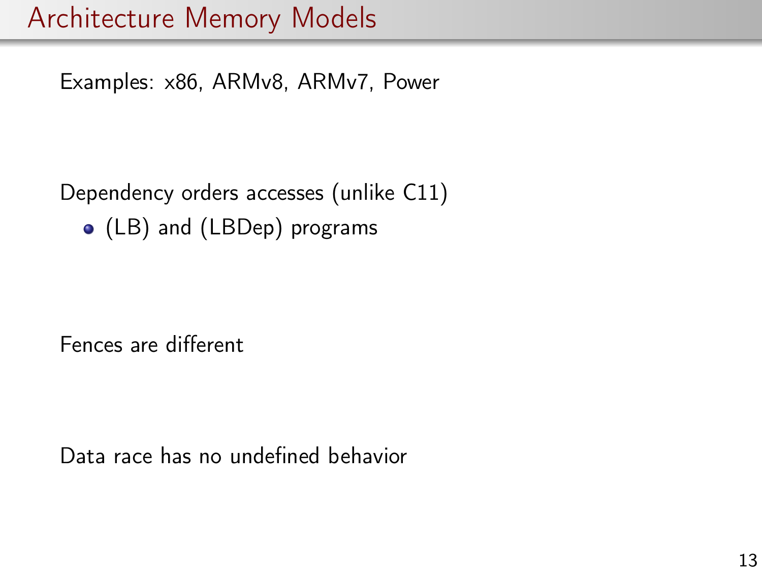# Architecture Memory Models

Examples: x86, ARMv8, ARMv7, Power

Dependency orders accesses (unlike C11)

- (LB) and (LBDep) programs

Fences are different

Data race has no undefined behavior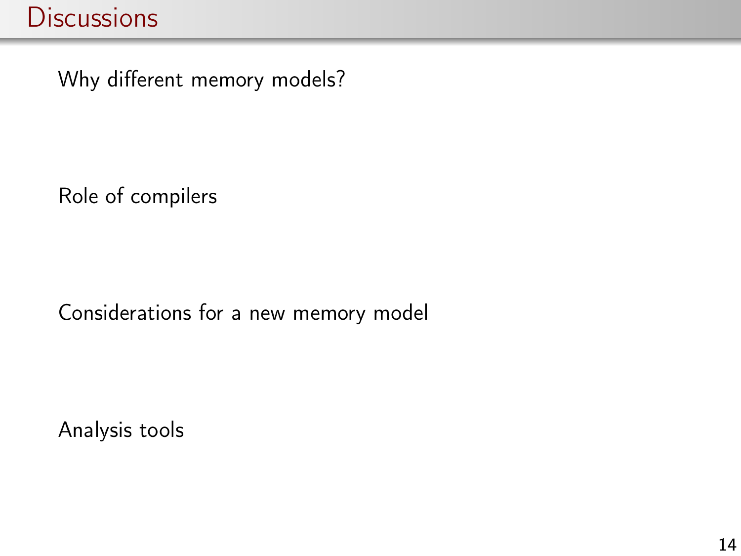# Discussions

Why different memory models?

Role of compilers

Considerations for a new memory model

Analysis tools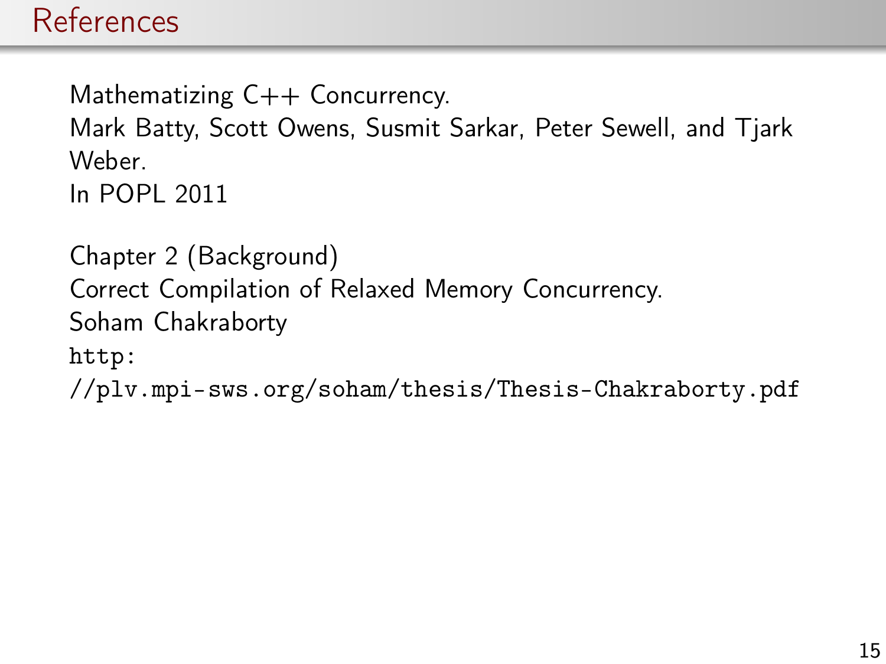# References

Mathematizing C++ Concurrency.
Mark Batty, Scott Owens, Susmit Sarkar, Peter Sewell, and Tjark Weber.
In POPL 2011

Chapter 2 (Background)
Correct Compilation of Relaxed Memory Concurrency.
Soham Chakraborty
`http://plv.mpi-sws.org/soham/thesis/Thesis-Chakraborty.pdf`